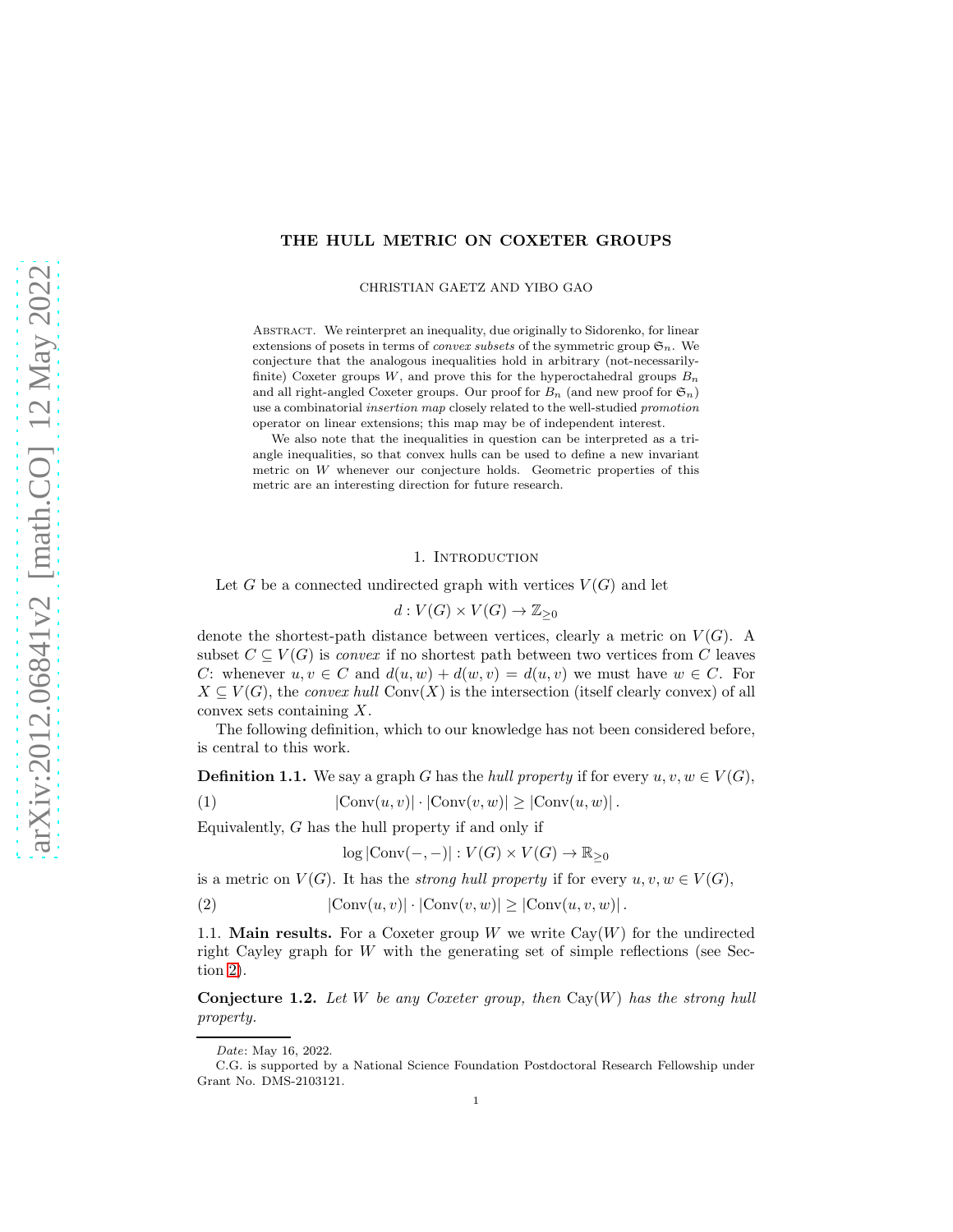# THE HULL METRIC ON COXETER GROUPS

CHRISTIAN GAETZ AND YIBO GAO

Abstract. We reinterpret an inequality, due originally to Sidorenko, for linear extensions of posets in terms of *convex subsets* of the symmetric group $\mathfrak{S}_n$. We conjecture that the analogous inequalities hold in arbitrary (not-necessarily-finite) Coxeter groups $W$, and prove this for the hyperoctahedral groups $B_n$ and all right-angled Coxeter groups. Our proof for $B_n$ (and new proof for $\mathfrak{S}_n$) use a combinatorial *insertion map* closely related to the well-studied *promotion* operator on linear extensions; this map may be of independent interest.

We also note that the inequalities in question can be interpreted as triangle inequalities, so that convex hulls can be used to define a new invariant metric on $W$ whenever our conjecture holds. Geometric properties of this metric are an interesting direction for future research.

## 1. Introduction

Let $G$ be a connected undirected graph with vertices $V(G)$ and let

$$d : V(G) \times V(G) \to \mathbb{Z}_{\geq 0}$$

denote the shortest-path distance between vertices, clearly a metric on $V(G)$. A subset $C \subseteq V(G)$ is *convex* if no shortest path between two vertices from $C$ leaves $C$: whenever $u, v \in C$ and $d(u, w) + d(w, v) = d(u, v)$ we must have $w \in C$. For $X \subseteq V(G)$, the *convex hull* $\mathrm{Conv}(X)$ is the intersection (itself clearly convex) of all convex sets containing $X$.

The following definition, which to our knowledge has not been considered before, is central to this work.

**Definition 1.1.** We say a graph $G$ has the *hull property* if for every $u, v, w \in V(G)$,

$$|\mathrm{Conv}(u, v)| \cdot |\mathrm{Conv}(v, w)| \geq |\mathrm{Conv}(u, w)| . \tag{1}$$

Equivalently, $G$ has the hull property if and only if

$$\log |\mathrm{Conv}(-, -)| : V(G) \times V(G) \to \mathbb{R}_{\geq 0}$$

is a metric on $V(G)$. It has the *strong hull property* if for every $u, v, w \in V(G)$,

$$|\mathrm{Conv}(u, v)| \cdot |\mathrm{Conv}(v, w)| \geq |\mathrm{Conv}(u, v, w)| . \tag{2}$$

1.1. **Main results.** For a Coxeter group $W$ we write $\mathrm{Cay}(W)$ for the undirected right Cayley graph for $W$ with the generating set of simple reflections (see Section 2).

**Conjecture 1.2.** *Let $W$ be any Coxeter group, then* $\mathrm{Cay}(W)$ *has the strong hull property.*

---

*Date*: May 16, 2022.

C.G. is supported by a National Science Foundation Postdoctoral Research Fellowship under Grant No. DMS-2103121.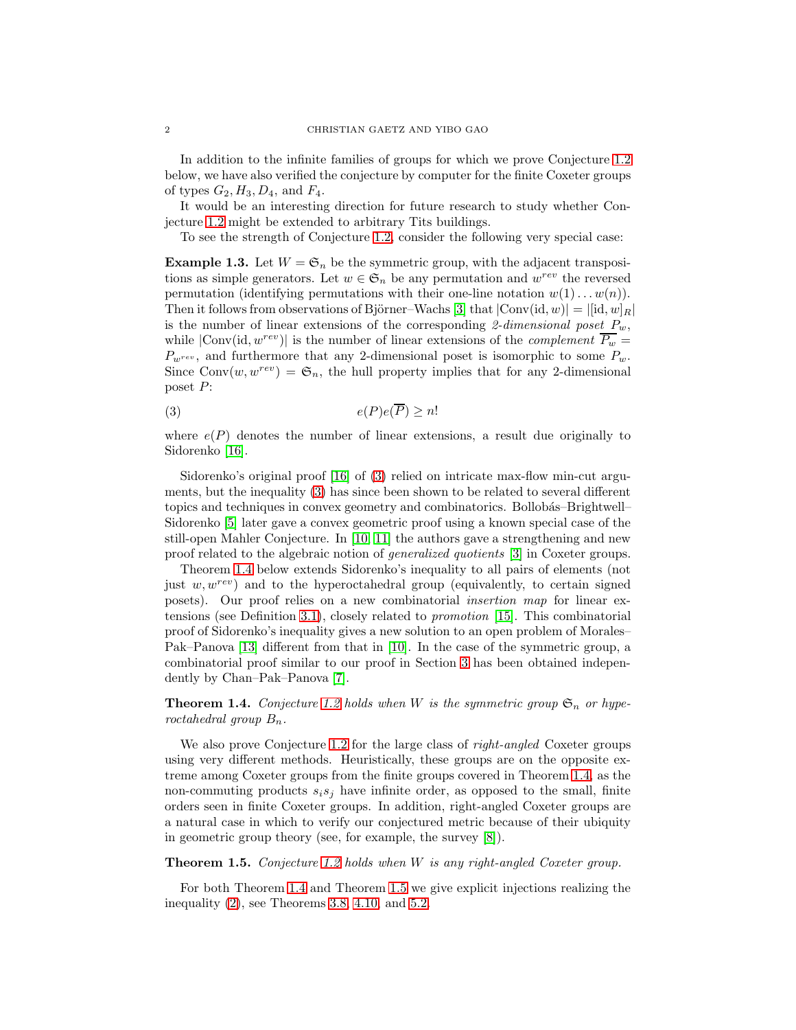In addition to the infinite families of groups for which we prove Conjecture 1.2 below, we have also verified the conjecture by computer for the finite Coxeter groups of types $G_2, H_3, D_4$, and $F_4$.

It would be an interesting direction for future research to study whether Conjecture 1.2 might be extended to arbitrary Tits buildings.

To see the strength of Conjecture 1.2, consider the following very special case:

**Example 1.3.** Let $W = \mathfrak{S}_n$ be the symmetric group, with the adjacent transpositions as simple generators. Let $w \in \mathfrak{S}_n$ be any permutation and $w^{rev}$ the reversed permutation (identifying permutations with their one-line notation $w(1)\ldots w(n)$). Then it follows from observations of Björner–Wachs [3] that $|\mathrm{Conv}(\mathrm{id}, w)| = |[\mathrm{id}, w]_R|$ is the number of linear extensions of the corresponding *2-dimensional poset* $P_w$, while $|\mathrm{Conv}(\mathrm{id}, w^{rev})|$ is the number of linear extensions of the *complement* $\overline{P_w} = P_{w^{rev}}$, and furthermore that any 2-dimensional poset is isomorphic to some $P_w$. Since $\mathrm{Conv}(w, w^{rev}) = \mathfrak{S}_n$, the hull property implies that for any 2-dimensional poset $P$:

$$e(P)e(\overline{P}) \geq n! \tag{3}$$

where $e(P)$ denotes the number of linear extensions, a result due originally to Sidorenko [16].

Sidorenko's original proof [16] of (3) relied on intricate max-flow min-cut arguments, but the inequality (3) has since been shown to be related to several different topics and techniques in convex geometry and combinatorics. Bollobás–Brightwell–Sidorenko [5] later gave a convex geometric proof using a known special case of the still-open Mahler Conjecture. In [10, 11] the authors gave a strengthening and new proof related to the algebraic notion of *generalized quotients* [3] in Coxeter groups.

Theorem 1.4 below extends Sidorenko's inequality to all pairs of elements (not just $w, w^{rev}$) and to the hyperoctahedral group (equivalently, to certain signed posets). Our proof relies on a new combinatorial *insertion map* for linear extensions (see Definition 3.1), closely related to *promotion* [15]. This combinatorial proof of Sidorenko's inequality gives a new solution to an open problem of Morales–Pak–Panova [13] different from that in [10]. In the case of the symmetric group, a combinatorial proof similar to our proof in Section 3 has been obtained independently by Chan–Pak–Panova [7].

**Theorem 1.4.** *Conjecture 1.2 holds when $W$ is the symmetric group $\mathfrak{S}_n$ or hyperoctahedral group $B_n$.*

We also prove Conjecture 1.2 for the large class of *right-angled* Coxeter groups using very different methods. Heuristically, these groups are on the opposite extreme among Coxeter groups from the finite groups covered in Theorem 1.4, as the non-commuting products $s_i s_j$ have infinite order, as opposed to the small, finite orders seen in finite Coxeter groups. In addition, right-angled Coxeter groups are a natural case in which to verify our conjectured metric because of their ubiquity in geometric group theory (see, for example, the survey [8]).

**Theorem 1.5.** *Conjecture 1.2 holds when $W$ is any right-angled Coxeter group.*

For both Theorem 1.4 and Theorem 1.5 we give explicit injections realizing the inequality (2), see Theorems 3.8, 4.10, and 5.2.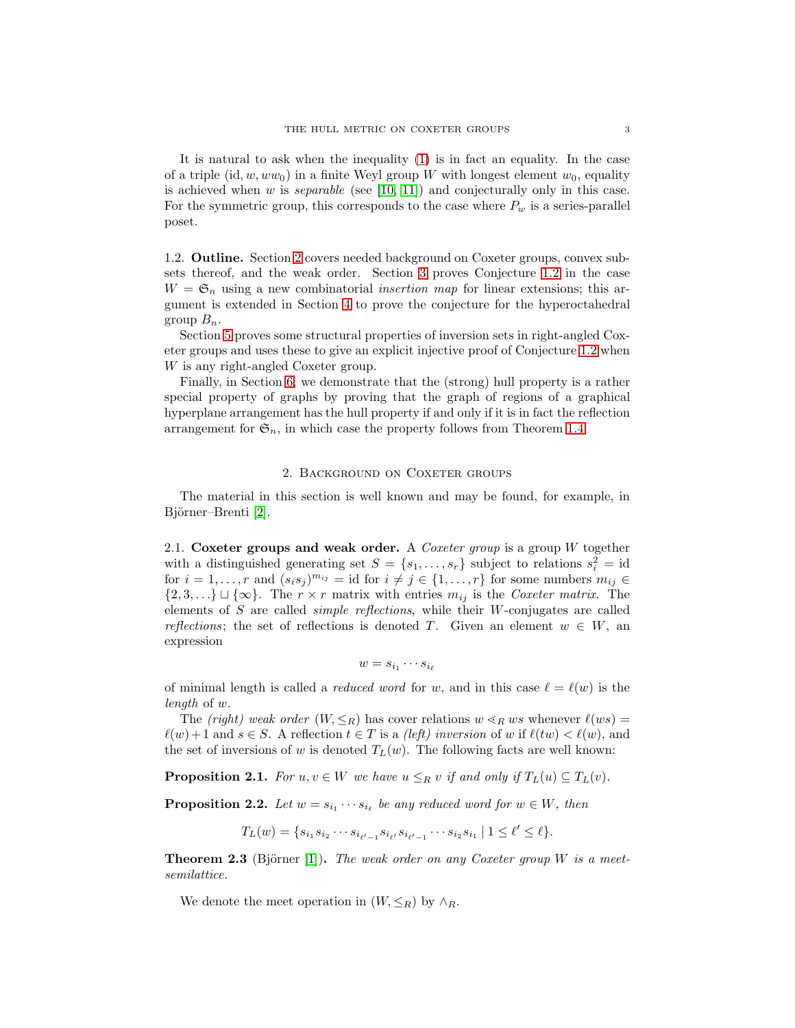It is natural to ask when the inequality (1) is in fact an equality. In the case of a triple $(\mathrm{id}, w, ww_0)$ in a finite Weyl group $W$ with longest element $w_0$, equality is achieved when $w$ is *separable* (see [10, 11]) and conjecturally only in this case. For the symmetric group, this corresponds to the case where $P_w$ is a series-parallel poset.

### 1.2. Outline.

Section 2 covers needed background on Coxeter groups, convex subsets thereof, and the weak order. Section 3 proves Conjecture 1.2 in the case $W = \mathfrak{S}_n$ using a new combinatorial *insertion map* for linear extensions; this argument is extended in Section 4 to prove the conjecture for the hyperoctahedral group $B_n$.

Section 5 proves some structural properties of inversion sets in right-angled Coxeter groups and uses these to give an explicit injective proof of Conjecture 1.2 when $W$ is any right-angled Coxeter group.

Finally, in Section 6, we demonstrate that the (strong) hull property is a rather special property of graphs by proving that the graph of regions of a graphical hyperplane arrangement has the hull property if and only if it is in fact the reflection arrangement for $\mathfrak{S}_n$, in which case the property follows from Theorem 1.4.

## 2. Background on Coxeter groups

The material in this section is well known and may be found, for example, in Björner–Brenti [2].

### 2.1. Coxeter groups and weak order.

A *Coxeter group* is a group $W$ together with a distinguished generating set $S = \{s_1, \ldots, s_r\}$ subject to relations $s_i^2 = \mathrm{id}$ for $i = 1, \ldots, r$ and $(s_i s_j)^{m_{ij}} = \mathrm{id}$ for $i \neq j \in \{1, \ldots, r\}$ for some numbers $m_{ij} \in \{2, 3, \ldots\} \sqcup \{\infty\}$. The $r \times r$ matrix with entries $m_{ij}$ is the *Coxeter matrix*. The elements of $S$ are called *simple reflections*, while their $W$-conjugates are called *reflections*; the set of reflections is denoted $T$. Given an element $w \in W$, an expression

$$w = s_{i_1} \cdots s_{i_\ell}$$

of minimal length is called a *reduced word* for $w$, and in this case $\ell = \ell(w)$ is the *length* of $w$.

The *(right) weak order* $(W, \leq_R)$ has cover relations $w \lessdot_R ws$ whenever $\ell(ws) = \ell(w) + 1$ and $s \in S$. A reflection $t \in T$ is a *(left) inversion* of $w$ if $\ell(tw) < \ell(w)$, and the set of inversions of $w$ is denoted $T_L(w)$. The following facts are well known:

**Proposition 2.1.** *For $u, v \in W$ we have $u \leq_R v$ if and only if $T_L(u) \subseteq T_L(v)$.*

**Proposition 2.2.** *Let $w = s_{i_1} \cdots s_{i_\ell}$ be any reduced word for $w \in W$, then*

$$T_L(w) = \{s_{i_1} s_{i_2} \cdots s_{i_{\ell'-1}} s_{i_{\ell'}} s_{i_{\ell'-1}} \cdots s_{i_2} s_{i_1} \mid 1 \leq \ell' \leq \ell\}.$$

**Theorem 2.3** (Björner [1]). *The weak order on any Coxeter group $W$ is a meet-semilattice.*

We denote the meet operation in $(W, \leq_R)$ by $\wedge_R$.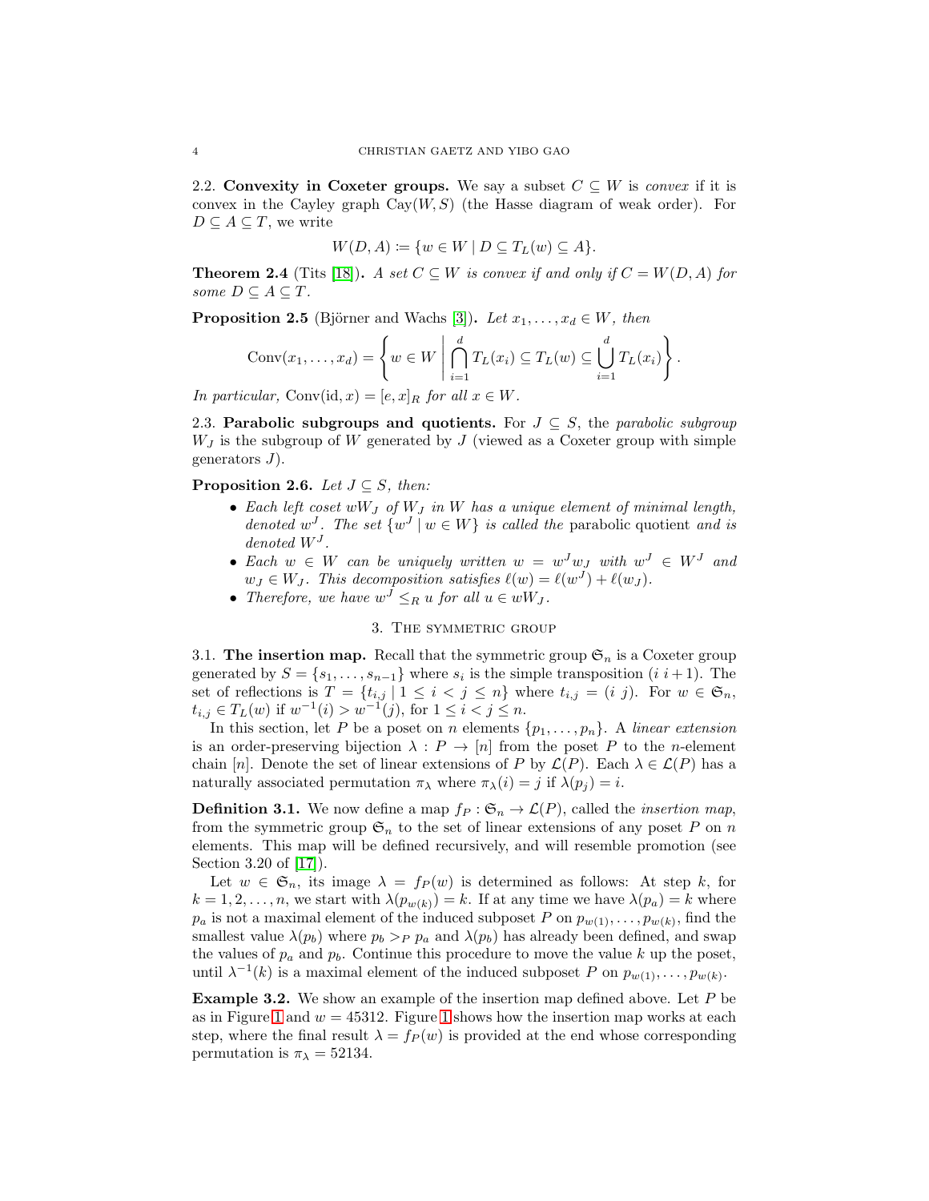2.2. **Convexity in Coxeter groups.** We say a subset $C \subseteq W$ is *convex* if it is convex in the Cayley graph $\mathrm{Cay}(W, S)$ (the Hasse diagram of weak order). For $D \subseteq A \subseteq T$, we write

$$W(D, A) \coloneqq \{w \in W \mid D \subseteq T_L(w) \subseteq A\}.$$

**Theorem 2.4** (Tits [18])**.** *A set $C \subseteq W$ is convex if and only if $C = W(D, A)$ for some $D \subseteq A \subseteq T$.*

**Proposition 2.5** (Björner and Wachs [3])**.** *Let $x_1, \ldots, x_d \in W$, then*

$$\mathrm{Conv}(x_1, \ldots, x_d) = \left\{ w \in W \;\middle|\; \bigcap_{i=1}^{d} T_L(x_i) \subseteq T_L(w) \subseteq \bigcup_{i=1}^{d} T_L(x_i) \right\}.$$

*In particular,* $\mathrm{Conv}(\mathrm{id}, x) = [e, x]_R$ *for all* $x \in W$.

2.3. **Parabolic subgroups and quotients.** For $J \subseteq S$, the *parabolic subgroup* $W_J$ is the subgroup of $W$ generated by $J$ (viewed as a Coxeter group with simple generators $J$).

**Proposition 2.6.** *Let $J \subseteq S$, then:*

- *Each left coset $wW_J$ of $W_J$ in $W$ has a unique element of minimal length, denoted $w^J$. The set $\{w^J \mid w \in W\}$ is called the* parabolic quotient *and is denoted $W^J$.*
- *Each $w \in W$ can be uniquely written $w = w^J w_J$ with $w^J \in W^J$ and $w_J \in W_J$. This decomposition satisfies $\ell(w) = \ell(w^J) + \ell(w_J)$.*
- *Therefore, we have $w^J \leq_R u$ for all $u \in wW_J$.*

## 3. The symmetric group

3.1. **The insertion map.** Recall that the symmetric group $\mathfrak{S}_n$ is a Coxeter group generated by $S = \{s_1, \ldots, s_{n-1}\}$ where $s_i$ is the simple transposition $(i\; i+1)$. The set of reflections is $T = \{t_{i,j} \mid 1 \leq i < j \leq n\}$ where $t_{i,j} = (i\; j)$. For $w \in \mathfrak{S}_n$, $t_{i,j} \in T_L(w)$ if $w^{-1}(i) > w^{-1}(j)$, for $1 \leq i < j \leq n$.

In this section, let $P$ be a poset on $n$ elements $\{p_1, \ldots, p_n\}$. A *linear extension* is an order-preserving bijection $\lambda : P \to [n]$ from the poset $P$ to the $n$-element chain $[n]$. Denote the set of linear extensions of $P$ by $\mathcal{L}(P)$. Each $\lambda \in \mathcal{L}(P)$ has a naturally associated permutation $\pi_\lambda$ where $\pi_\lambda(i) = j$ if $\lambda(p_j) = i$.

**Definition 3.1.** We now define a map $f_P : \mathfrak{S}_n \to \mathcal{L}(P)$, called the *insertion map*, from the symmetric group $\mathfrak{S}_n$ to the set of linear extensions of any poset $P$ on $n$ elements. This map will be defined recursively, and will resemble promotion (see Section 3.20 of [17]).

Let $w \in \mathfrak{S}_n$, its image $\lambda = f_P(w)$ is determined as follows: At step $k$, for $k = 1, 2, \ldots, n$, we start with $\lambda(p_{w(k)}) = k$. If at any time we have $\lambda(p_a) = k$ where $p_a$ is not a maximal element of the induced subposet $P$ on $p_{w(1)}, \ldots, p_{w(k)}$, find the smallest value $\lambda(p_b)$ where $p_b >_P p_a$ and $\lambda(p_b)$ has already been defined, and swap the values of $p_a$ and $p_b$. Continue this procedure to move the value $k$ up the poset, until $\lambda^{-1}(k)$ is a maximal element of the induced subposet $P$ on $p_{w(1)}, \ldots, p_{w(k)}$.

**Example 3.2.** We show an example of the insertion map defined above. Let $P$ be as in Figure 1 and $w = 45312$. Figure 1 shows how the insertion map works at each step, where the final result $\lambda = f_P(w)$ is provided at the end whose corresponding permutation is $\pi_\lambda = 52134$.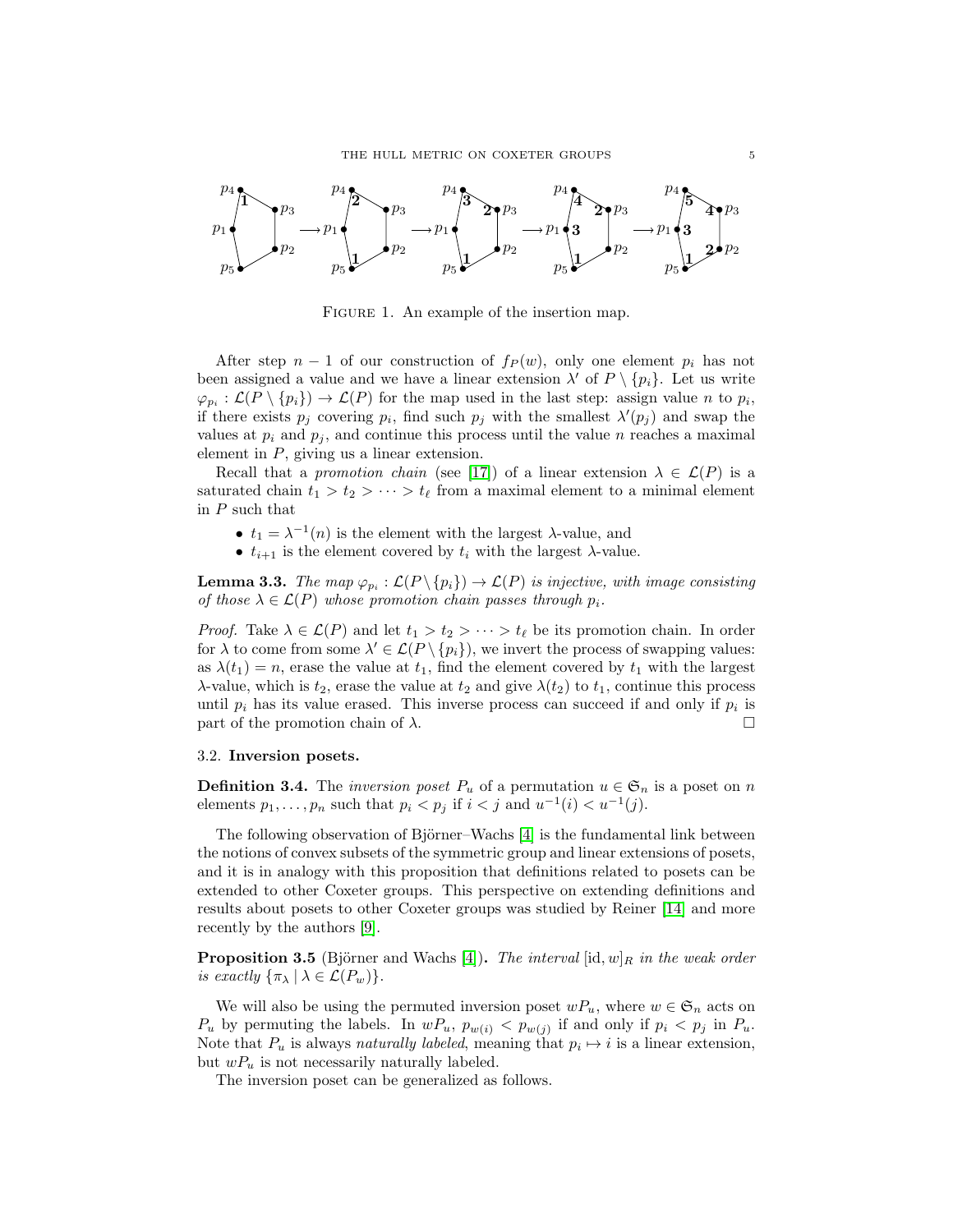FIGURE 1. An example of the insertion map.

After step $n-1$ of our construction of $f_P(w)$, only one element $p_i$ has not been assigned a value and we have a linear extension $\lambda'$ of $P \setminus \{p_i\}$. Let us write $\varphi_{p_i} : \mathcal{L}(P \setminus \{p_i\}) \to \mathcal{L}(P)$ for the map used in the last step: assign value $n$ to $p_i$, if there exists $p_j$ covering $p_i$, find such $p_j$ with the smallest $\lambda'(p_j)$ and swap the values at $p_i$ and $p_j$, and continue this process until the value $n$ reaches a maximal element in $P$, giving us a linear extension.

Recall that a *promotion chain* (see [17]) of a linear extension $\lambda \in \mathcal{L}(P)$ is a saturated chain $t_1 > t_2 > \cdots > t_\ell$ from a maximal element to a minimal element in $P$ such that

- $t_1 = \lambda^{-1}(n)$ is the element with the largest $\lambda$-value, and
- $t_{i+1}$ is the element covered by $t_i$ with the largest $\lambda$-value.

**Lemma 3.3.** *The map $\varphi_{p_i} : \mathcal{L}(P \setminus \{p_i\}) \to \mathcal{L}(P)$ is injective, with image consisting of those $\lambda \in \mathcal{L}(P)$ whose promotion chain passes through $p_i$.*

*Proof.* Take $\lambda \in \mathcal{L}(P)$ and let $t_1 > t_2 > \cdots > t_\ell$ be its promotion chain. In order for $\lambda$ to come from some $\lambda' \in \mathcal{L}(P \setminus \{p_i\})$, we invert the process of swapping values: as $\lambda(t_1) = n$, erase the value at $t_1$, find the element covered by $t_1$ with the largest $\lambda$-value, which is $t_2$, erase the value at $t_2$ and give $\lambda(t_2)$ to $t_1$, continue this process until $p_i$ has its value erased. This inverse process can succeed if and only if $p_i$ is part of the promotion chain of $\lambda$. □

### 3.2. Inversion posets.

**Definition 3.4.** The *inversion poset* $P_u$ of a permutation $u \in \mathfrak{S}_n$ is a poset on $n$ elements $p_1, \ldots, p_n$ such that $p_i < p_j$ if $i < j$ and $u^{-1}(i) < u^{-1}(j)$.

The following observation of Björner–Wachs [4] is the fundamental link between the notions of convex subsets of the symmetric group and linear extensions of posets, and it is in analogy with this proposition that definitions related to posets can be extended to other Coxeter groups. This perspective on extending definitions and results about posets to other Coxeter groups was studied by Reiner [14] and more recently by the authors [9].

**Proposition 3.5** (Björner and Wachs [4])**.** *The interval $[\mathrm{id}, w]_R$ in the weak order is exactly $\{\pi_\lambda \mid \lambda \in \mathcal{L}(P_w)\}$.*

We will also be using the permuted inversion poset $wP_u$, where $w \in \mathfrak{S}_n$ acts on $P_u$ by permuting the labels. In $wP_u$, $p_{w(i)} < p_{w(j)}$ if and only if $p_i < p_j$ in $P_u$. Note that $P_u$ is always *naturally labeled*, meaning that $p_i \mapsto i$ is a linear extension, but $wP_u$ is not necessarily naturally labeled.

The inversion poset can be generalized as follows.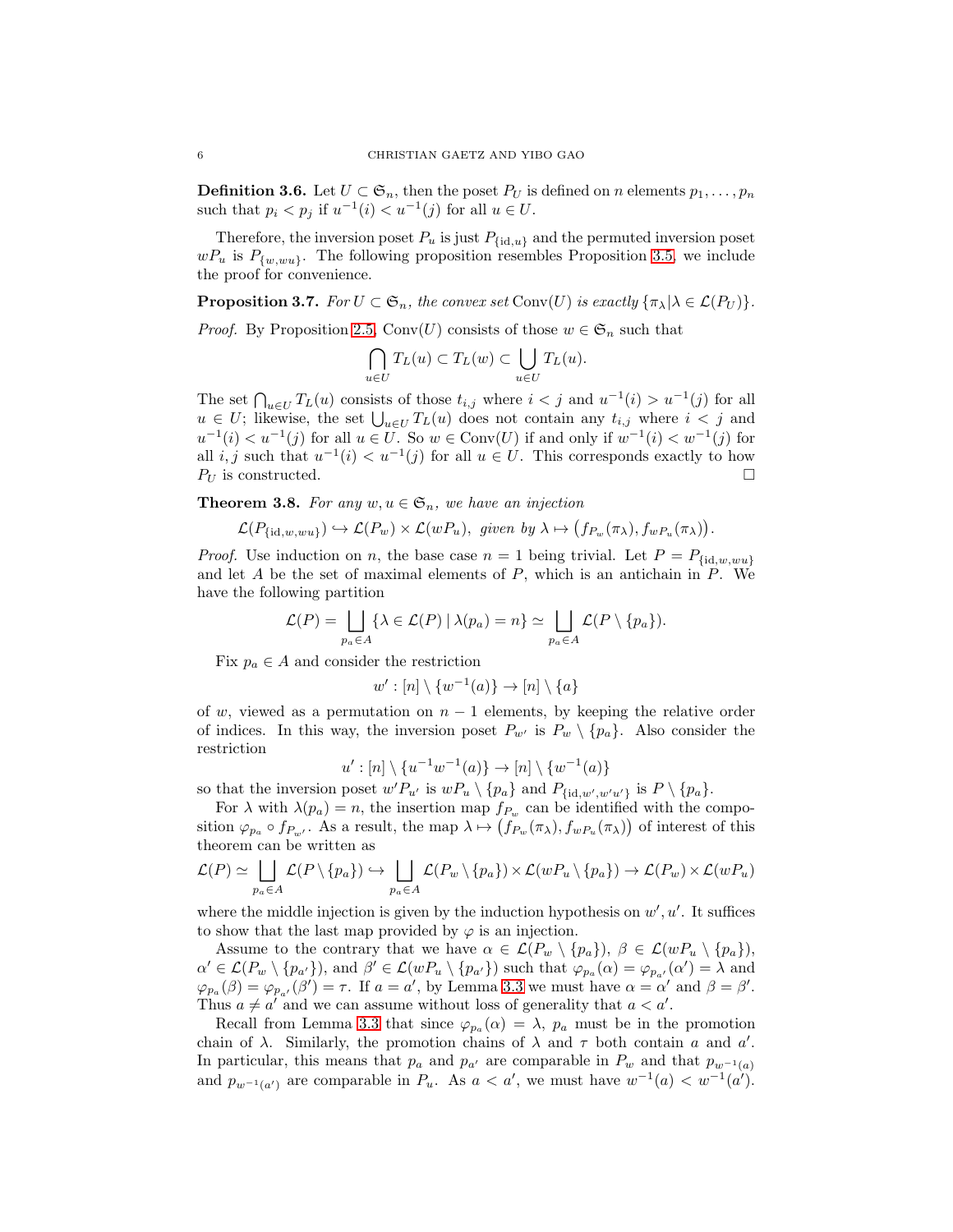**Definition 3.6.** Let $U \subset \mathfrak{S}_n$, then the poset $P_U$ is defined on $n$ elements $p_1, \ldots, p_n$ such that $p_i < p_j$ if $u^{-1}(i) < u^{-1}(j)$ for all $u \in U$.

Therefore, the inversion poset $P_u$ is just $P_{\{\mathrm{id},u\}}$ and the permuted inversion poset $wP_u$ is $P_{\{w,wu\}}$. The following proposition resembles Proposition 3.5, we include the proof for convenience.

**Proposition 3.7.** *For $U \subset \mathfrak{S}_n$, the convex set* $\mathrm{Conv}(U)$ *is exactly* $\{\pi_\lambda | \lambda \in \mathcal{L}(P_U)\}$.

*Proof.* By Proposition 2.5, $\mathrm{Conv}(U)$ consists of those $w \in \mathfrak{S}_n$ such that

$$\bigcap_{u \in U} T_L(u) \subset T_L(w) \subset \bigcup_{u \in U} T_L(u).$$

The set $\bigcap_{u \in U} T_L(u)$ consists of those $t_{i,j}$ where $i < j$ and $u^{-1}(i) > u^{-1}(j)$ for all $u \in U$; likewise, the set $\bigcup_{u \in U} T_L(u)$ does not contain any $t_{i,j}$ where $i < j$ and $u^{-1}(i) < u^{-1}(j)$ for all $u \in U$. So $w \in \mathrm{Conv}(U)$ if and only if $w^{-1}(i) < w^{-1}(j)$ for all $i, j$ such that $u^{-1}(i) < u^{-1}(j)$ for all $u \in U$. This corresponds exactly to how $P_U$ is constructed. $\square$

**Theorem 3.8.** *For any $w, u \in \mathfrak{S}_n$, we have an injection*

$$\mathcal{L}(P_{\{\mathrm{id},w,wu\}}) \hookrightarrow \mathcal{L}(P_w) \times \mathcal{L}(wP_u), \text{ given by } \lambda \mapsto \big(f_{P_w}(\pi_\lambda), f_{wP_u}(\pi_\lambda)\big).$$

*Proof.* Use induction on $n$, the base case $n = 1$ being trivial. Let $P = P_{\{\mathrm{id},w,wu\}}$ and let $A$ be the set of maximal elements of $P$, which is an antichain in $P$. We have the following partition

$$\mathcal{L}(P) = \bigsqcup_{p_a \in A} \{\lambda \in \mathcal{L}(P) \mid \lambda(p_a) = n\} \simeq \bigsqcup_{p_a \in A} \mathcal{L}(P \setminus \{p_a\}).$$

Fix $p_a \in A$ and consider the restriction

$$w' : [n] \setminus \{w^{-1}(a)\} \to [n] \setminus \{a\}$$

of $w$, viewed as a permutation on $n-1$ elements, by keeping the relative order of indices. In this way, the inversion poset $P_{w'}$ is $P_w \setminus \{p_a\}$. Also consider the restriction

$$u' : [n] \setminus \{u^{-1}w^{-1}(a)\} \to [n] \setminus \{w^{-1}(a)\}$$

so that the inversion poset $w'P_{u'}$ is $wP_u \setminus \{p_a\}$ and $P_{\{\mathrm{id},w',w'u'\}}$ is $P \setminus \{p_a\}$.

For $\lambda$ with $\lambda(p_a) = n$, the insertion map $f_{P_w}$ can be identified with the composition $\varphi_{p_a} \circ f_{P_{w'}}$. As a result, the map $\lambda \mapsto \big(f_{P_w}(\pi_\lambda), f_{wP_u}(\pi_\lambda)\big)$ of interest of this theorem can be written as

$$\mathcal{L}(P) \simeq \bigsqcup_{p_a \in A} \mathcal{L}(P \setminus \{p_a\}) \hookrightarrow \bigsqcup_{p_a \in A} \mathcal{L}(P_w \setminus \{p_a\}) \times \mathcal{L}(wP_u \setminus \{p_a\}) \to \mathcal{L}(P_w) \times \mathcal{L}(wP_u)$$

where the middle injection is given by the induction hypothesis on $w', u'$. It suffices to show that the last map provided by $\varphi$ is an injection.

Assume to the contrary that we have $\alpha \in \mathcal{L}(P_w \setminus \{p_a\})$, $\beta \in \mathcal{L}(wP_u \setminus \{p_a\})$, $\alpha' \in \mathcal{L}(P_w \setminus \{p_{a'}\})$, and $\beta' \in \mathcal{L}(wP_u \setminus \{p_{a'}\})$ such that $\varphi_{p_a}(\alpha) = \varphi_{p_{a'}}(\alpha') = \lambda$ and $\varphi_{p_a}(\beta) = \varphi_{p_{a'}}(\beta') = \tau$. If $a = a'$, by Lemma 3.3 we must have $\alpha = \alpha'$ and $\beta = \beta'$. Thus $a \neq a'$ and we can assume without loss of generality that $a < a'$.

Recall from Lemma 3.3 that since $\varphi_{p_a}(\alpha) = \lambda$, $p_a$ must be in the promotion chain of $\lambda$. Similarly, the promotion chains of $\lambda$ and $\tau$ both contain $a$ and $a'$. In particular, this means that $p_a$ and $p_{a'}$ are comparable in $P_w$ and that $p_{w^{-1}(a)}$ and $p_{w^{-1}(a')}$ are comparable in $P_u$. As $a < a'$, we must have $w^{-1}(a) < w^{-1}(a')$.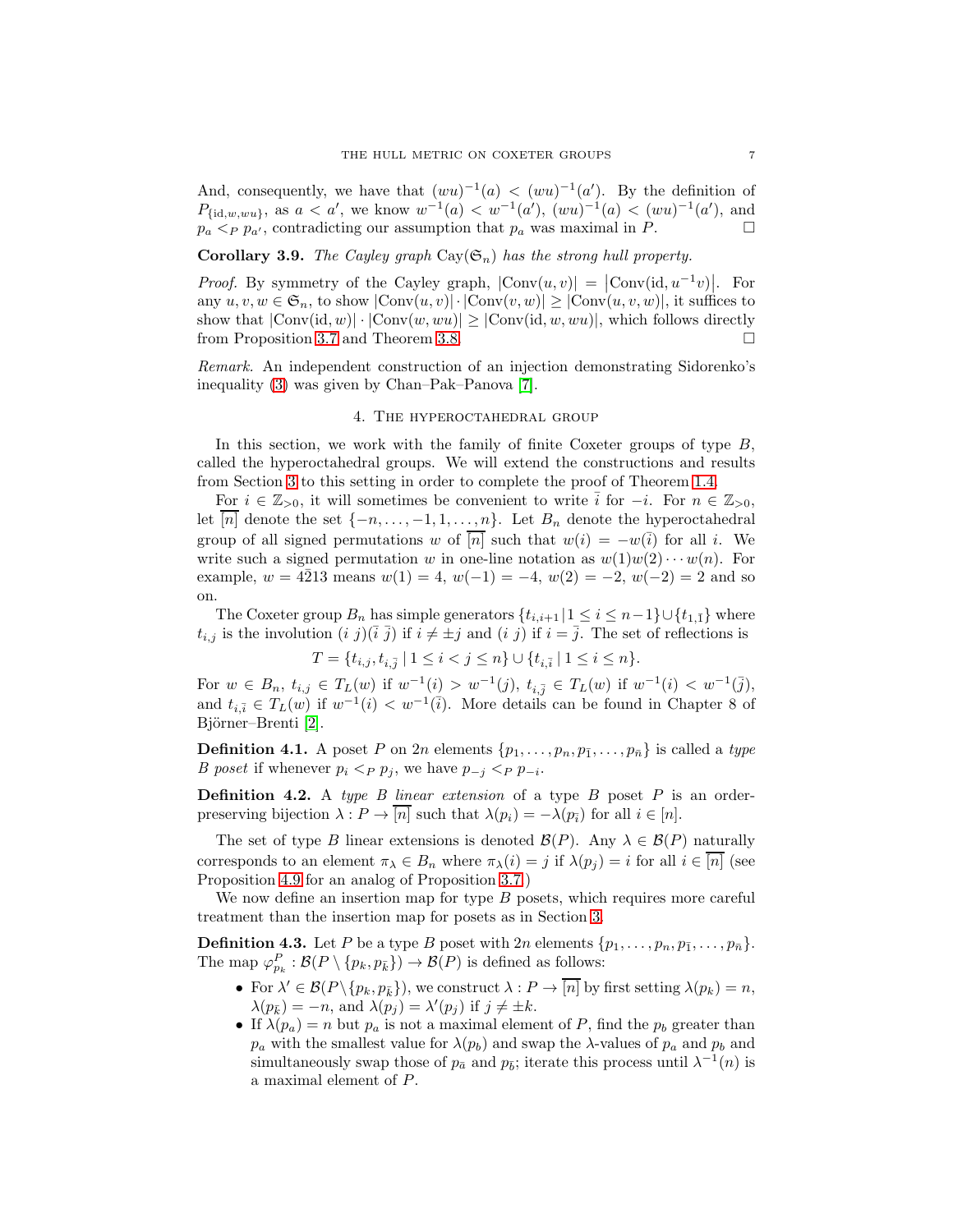And, consequently, we have that $(wu)^{-1}(a) < (wu)^{-1}(a')$. By the definition of $P_{\{\mathrm{id},w,wu\}}$, as $a < a'$, we know $w^{-1}(a) < w^{-1}(a')$, $(wu)^{-1}(a) < (wu)^{-1}(a')$, and $p_a <_P p_{a'}$, contradicting our assumption that $p_a$ was maximal in $P$. □

**Corollary 3.9.** *The Cayley graph* $\mathrm{Cay}(\mathfrak{S}_n)$ *has the strong hull property.*

*Proof.* By symmetry of the Cayley graph, $|\mathrm{Conv}(u,v)| = |\mathrm{Conv}(\mathrm{id}, u^{-1}v)|$. For any $u, v, w \in \mathfrak{S}_n$, to show $|\mathrm{Conv}(u,v)| \cdot |\mathrm{Conv}(v,w)| \geq |\mathrm{Conv}(u,v,w)|$, it suffices to show that $|\mathrm{Conv}(\mathrm{id},w)| \cdot |\mathrm{Conv}(w,wu)| \geq |\mathrm{Conv}(\mathrm{id},w,wu)|$, which follows directly from Proposition 3.7 and Theorem 3.8. □

*Remark.* An independent construction of an injection demonstrating Sidorenko's inequality (3) was given by Chan–Pak–Panova [7].

## 4. The hyperoctahedral group

In this section, we work with the family of finite Coxeter groups of type $B$, called the hyperoctahedral groups. We will extend the constructions and results from Section 3 to this setting in order to complete the proof of Theorem 1.4.

For $i \in \mathbb{Z}_{>0}$, it will sometimes be convenient to write $\bar{i}$ for $-i$. For $n \in \mathbb{Z}_{>0}$, let $\overline{[n]}$ denote the set $\{-n, \ldots, -1, 1, \ldots, n\}$. Let $B_n$ denote the hyperoctahedral group of all signed permutations $w$ of $\overline{[n]}$ such that $w(i) = -w(\bar{i})$ for all $i$. We write such a signed permutation $w$ in one-line notation as $w(1)w(2)\cdots w(n)$. For example, $w = 4\bar{2}13$ means $w(1) = 4$, $w(-1) = -4$, $w(2) = -2$, $w(-2) = 2$ and so on.

The Coxeter group $B_n$ has simple generators $\{t_{i,i+1} \,|\, 1 \leq i \leq n-1\} \cup \{t_{1,\bar{1}}\}$ where $t_{i,j}$ is the involution $(i\ j)(\bar{i}\ \bar{j})$ if $i \neq \pm j$ and $(i\ j)$ if $i = \bar{j}$. The set of reflections is

$$T = \{t_{i,j}, t_{i,\bar{j}} \mid 1 \leq i < j \leq n\} \cup \{t_{i,\bar{i}} \mid 1 \leq i \leq n\}.$$

For $w \in B_n$, $t_{i,j} \in T_L(w)$ if $w^{-1}(i) > w^{-1}(j)$, $t_{i,\bar{j}} \in T_L(w)$ if $w^{-1}(i) < w^{-1}(\bar{j})$, and $t_{i,\bar{i}} \in T_L(w)$ if $w^{-1}(i) < w^{-1}(\bar{i})$. More details can be found in Chapter 8 of Björner–Brenti [2].

**Definition 4.1.** A poset $P$ on $2n$ elements $\{p_1, \ldots, p_n, p_{\bar{1}}, \ldots, p_{\bar{n}}\}$ is called a *type B poset* if whenever $p_i <_P p_j$, we have $p_{-j} <_P p_{-i}$.

**Definition 4.2.** A *type B linear extension* of a type $B$ poset $P$ is an order-preserving bijection $\lambda : P \to \overline{[n]}$ such that $\lambda(p_i) = -\lambda(p_{\bar{i}})$ for all $i \in [n]$.

The set of type $B$ linear extensions is denoted $\mathcal{B}(P)$. Any $\lambda \in \mathcal{B}(P)$ naturally corresponds to an element $\pi_\lambda \in B_n$ where $\pi_\lambda(i) = j$ if $\lambda(p_j) = i$ for all $i \in \overline{[n]}$ (see Proposition 4.9 for an analog of Proposition 3.7.)

We now define an insertion map for type $B$ posets, which requires more careful treatment than the insertion map for posets as in Section 3.

**Definition 4.3.** Let $P$ be a type $B$ poset with $2n$ elements $\{p_1, \ldots, p_n, p_{\bar{1}}, \ldots, p_{\bar{n}}\}$. The map $\varphi^P_{p_k} : \mathcal{B}(P \setminus \{p_k, p_{\bar{k}}\}) \to \mathcal{B}(P)$ is defined as follows:

- For $\lambda' \in \mathcal{B}(P \setminus \{p_k, p_{\bar{k}}\})$, we construct $\lambda : P \to \overline{[n]}$ by first setting $\lambda(p_k) = n$, $\lambda(p_{\bar{k}}) = -n$, and $\lambda(p_j) = \lambda'(p_j)$ if $j \neq \pm k$.
- If $\lambda(p_a) = n$ but $p_a$ is not a maximal element of $P$, find the $p_b$ greater than $p_a$ with the smallest value for $\lambda(p_b)$ and swap the $\lambda$-values of $p_a$ and $p_b$ and simultaneously swap those of $p_{\bar{a}}$ and $p_{\bar{b}}$; iterate this process until $\lambda^{-1}(n)$ is a maximal element of $P$.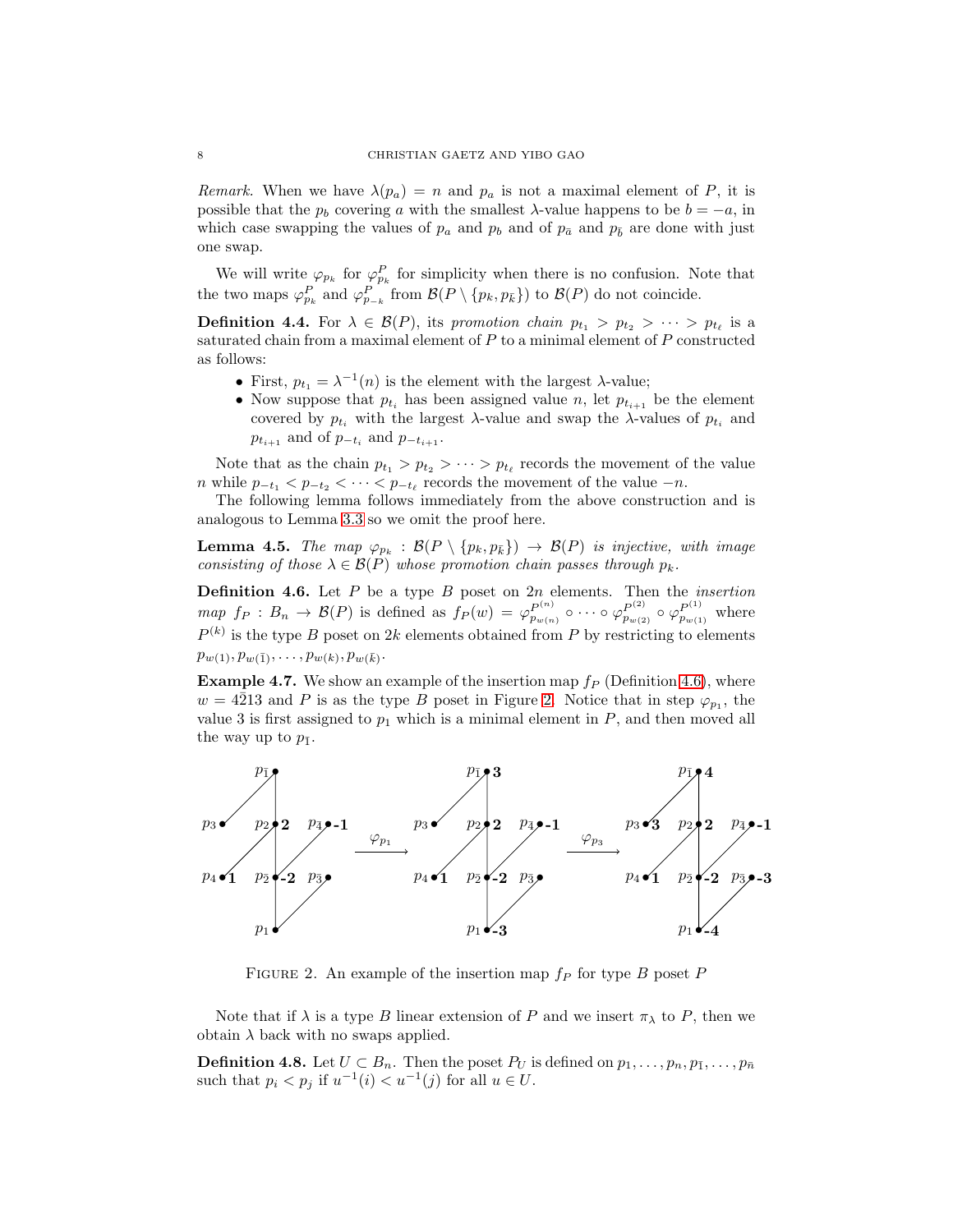*Remark.* When we have $\lambda(p_a) = n$ and $p_a$ is not a maximal element of $P$, it is possible that the $p_b$ covering $a$ with the smallest $\lambda$-value happens to be $b = -a$, in which case swapping the values of $p_a$ and $p_b$ and of $p_{\bar{a}}$ and $p_{\bar{b}}$ are done with just one swap.

We will write $\varphi_{p_k}$ for $\varphi^P_{p_k}$ for simplicity when there is no confusion. Note that the two maps $\varphi^P_{p_k}$ and $\varphi^P_{p_{-k}}$ from $\mathcal{B}(P \setminus \{p_k, p_{\bar{k}}\})$ to $\mathcal{B}(P)$ do not coincide.

**Definition 4.4.** For $\lambda \in \mathcal{B}(P)$, its *promotion chain* $p_{t_1} > p_{t_2} > \cdots > p_{t_\ell}$ is a saturated chain from a maximal element of $P$ to a minimal element of $P$ constructed as follows:

- First, $p_{t_1} = \lambda^{-1}(n)$ is the element with the largest $\lambda$-value;
- Now suppose that $p_{t_i}$ has been assigned value $n$, let $p_{t_{i+1}}$ be the element covered by $p_{t_i}$ with the largest $\lambda$-value and swap the $\lambda$-values of $p_{t_i}$ and $p_{t_{i+1}}$ and of $p_{-t_i}$ and $p_{-t_{i+1}}$.

Note that as the chain $p_{t_1} > p_{t_2} > \cdots > p_{t_\ell}$ records the movement of the value $n$ while $p_{-t_1} < p_{-t_2} < \cdots < p_{-t_\ell}$ records the movement of the value $-n$.

The following lemma follows immediately from the above construction and is analogous to Lemma 3.3 so we omit the proof here.

**Lemma 4.5.** *The map $\varphi_{p_k} : \mathcal{B}(P \setminus \{p_k, p_{\bar{k}}\}) \to \mathcal{B}(P)$ is injective, with image consisting of those $\lambda \in \mathcal{B}(P)$ whose promotion chain passes through $p_k$.*

**Definition 4.6.** Let $P$ be a type $B$ poset on $2n$ elements. Then the *insertion map* $f_P : B_n \to \mathcal{B}(P)$ is defined as $f_P(w) = \varphi^{P^{(n)}}_{p_{w(n)}} \circ \cdots \circ \varphi^{P^{(2)}}_{p_{w(2)}} \circ \varphi^{P^{(1)}}_{p_{w(1)}}$ where $P^{(k)}$ is the type $B$ poset on $2k$ elements obtained from $P$ by restricting to elements $p_{w(1)}, p_{w(\bar{1})}, \ldots, p_{w(k)}, p_{w(\bar{k})}$.

**Example 4.7.** We show an example of the insertion map $f_P$ (Definition 4.6), where $w = 4\bar{2}13$ and $P$ is as the type $B$ poset in Figure 2. Notice that in step $\varphi_{p_1}$, the value 3 is first assigned to $p_1$ which is a minimal element in $P$, and then moved all the way up to $p_{\bar{1}}$.

FIGURE 2. An example of the insertion map $f_P$ for type $B$ poset $P$

Note that if $\lambda$ is a type $B$ linear extension of $P$ and we insert $\pi_\lambda$ to $P$, then we obtain $\lambda$ back with no swaps applied.

**Definition 4.8.** Let $U \subset B_n$. Then the poset $P_U$ is defined on $p_1, \ldots, p_n, p_{\bar{1}}, \ldots, p_{\bar{n}}$ such that $p_i < p_j$ if $u^{-1}(i) < u^{-1}(j)$ for all $u \in U$.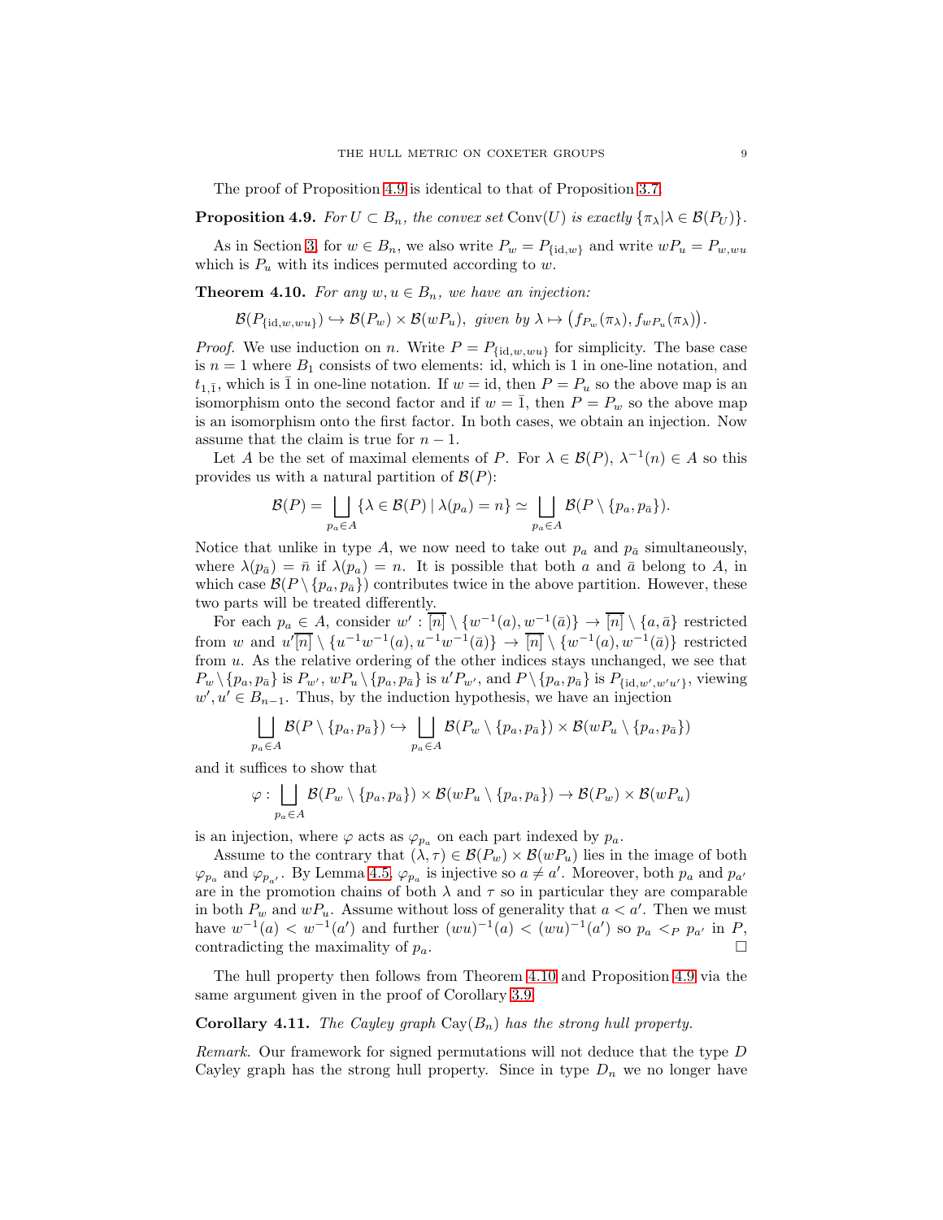The proof of Proposition 4.9 is identical to that of Proposition 3.7.

**Proposition 4.9.** *For $U \subset B_n$, the convex set* $\mathrm{Conv}(U)$ *is exactly* $\{\pi_\lambda | \lambda \in \mathcal{B}(P_U)\}$.

As in Section 3, for $w \in B_n$, we also write $P_w = P_{\{\mathrm{id},w\}}$ and write $wP_u = P_{w,wu}$ which is $P_u$ with its indices permuted according to $w$.

**Theorem 4.10.** *For any $w, u \in B_n$, we have an injection:*

$$\mathcal{B}(P_{\{\mathrm{id},w,wu\}}) \hookrightarrow \mathcal{B}(P_w) \times \mathcal{B}(wP_u),\ \text{given by } \lambda \mapsto \big(f_{P_w}(\pi_\lambda), f_{wP_u}(\pi_\lambda)\big).$$

*Proof.* We use induction on $n$. Write $P = P_{\{\mathrm{id},w,wu\}}$ for simplicity. The base case is $n = 1$ where $B_1$ consists of two elements: id, which is 1 in one-line notation, and $t_{1,\bar{1}}$, which is $\bar{1}$ in one-line notation. If $w = \mathrm{id}$, then $P = P_u$ so the above map is an isomorphism onto the second factor and if $w = \bar{1}$, then $P = P_w$ so the above map is an isomorphism onto the first factor. In both cases, we obtain an injection. Now assume that the claim is true for $n - 1$.

Let $A$ be the set of maximal elements of $P$. For $\lambda \in \mathcal{B}(P)$, $\lambda^{-1}(n) \in A$ so this provides us with a natural partition of $\mathcal{B}(P)$:

$$\mathcal{B}(P) = \bigsqcup_{p_a \in A} \{\lambda \in \mathcal{B}(P) \mid \lambda(p_a) = n\} \simeq \bigsqcup_{p_a \in A} \mathcal{B}(P \setminus \{p_a, p_{\bar{a}}\}).$$

Notice that unlike in type $A$, we now need to take out $p_a$ and $p_{\bar{a}}$ simultaneously, where $\lambda(p_{\bar{a}}) = \bar{n}$ if $\lambda(p_a) = n$. It is possible that both $a$ and $\bar{a}$ belong to $A$, in which case $\mathcal{B}(P \setminus \{p_a, p_{\bar{a}}\})$ contributes twice in the above partition. However, these two parts will be treated differently.

For each $p_a \in A$, consider $w' : \overline{[n]} \setminus \{w^{-1}(a), w^{-1}(\bar{a})\} \to \overline{[n]} \setminus \{a, \bar{a}\}$ restricted from $w$ and $u'\overline{[n]} \setminus \{u^{-1}w^{-1}(a), u^{-1}w^{-1}(\bar{a})\} \to \overline{[n]} \setminus \{w^{-1}(a), w^{-1}(\bar{a})\}$ restricted from $u$. As the relative ordering of the other indices stays unchanged, we see that $P_w \setminus \{p_a, p_{\bar{a}}\}$ is $P_{w'}$, $wP_u \setminus \{p_a, p_{\bar{a}}\}$ is $u'P_{w'}$, and $P \setminus \{p_a, p_{\bar{a}}\}$ is $P_{\{\mathrm{id},w',w'u'\}}$, viewing $w', u' \in B_{n-1}$. Thus, by the induction hypothesis, we have an injection

$$\bigsqcup_{p_a \in A} \mathcal{B}(P \setminus \{p_a, p_{\bar{a}}\}) \hookrightarrow \bigsqcup_{p_a \in A} \mathcal{B}(P_w \setminus \{p_a, p_{\bar{a}}\}) \times \mathcal{B}(wP_u \setminus \{p_a, p_{\bar{a}}\})$$

and it suffices to show that

$$\varphi : \bigsqcup_{p_a \in A} \mathcal{B}(P_w \setminus \{p_a, p_{\bar{a}}\}) \times \mathcal{B}(wP_u \setminus \{p_a, p_{\bar{a}}\}) \to \mathcal{B}(P_w) \times \mathcal{B}(wP_u)$$

is an injection, where $\varphi$ acts as $\varphi_{p_a}$ on each part indexed by $p_a$.

Assume to the contrary that $(\lambda, \tau) \in \mathcal{B}(P_w) \times \mathcal{B}(wP_u)$ lies in the image of both $\varphi_{p_a}$ and $\varphi_{p_{a'}}$. By Lemma 4.5, $\varphi_{p_a}$ is injective so $a \neq a'$. Moreover, both $p_a$ and $p_{a'}$ are in the promotion chains of both $\lambda$ and $\tau$ so in particular they are comparable in both $P_w$ and $wP_u$. Assume without loss of generality that $a < a'$. Then we must have $w^{-1}(a) < w^{-1}(a')$ and further $(wu)^{-1}(a) < (wu)^{-1}(a')$ so $p_a <_P p_{a'}$ in $P$, contradicting the maximality of $p_a$. $\square$

The hull property then follows from Theorem 4.10 and Proposition 4.9 via the same argument given in the proof of Corollary 3.9.

**Corollary 4.11.** *The Cayley graph* $\mathrm{Cay}(B_n)$ *has the strong hull property.*

*Remark.* Our framework for signed permutations will not deduce that the type $D$ Cayley graph has the strong hull property. Since in type $D_n$ we no longer have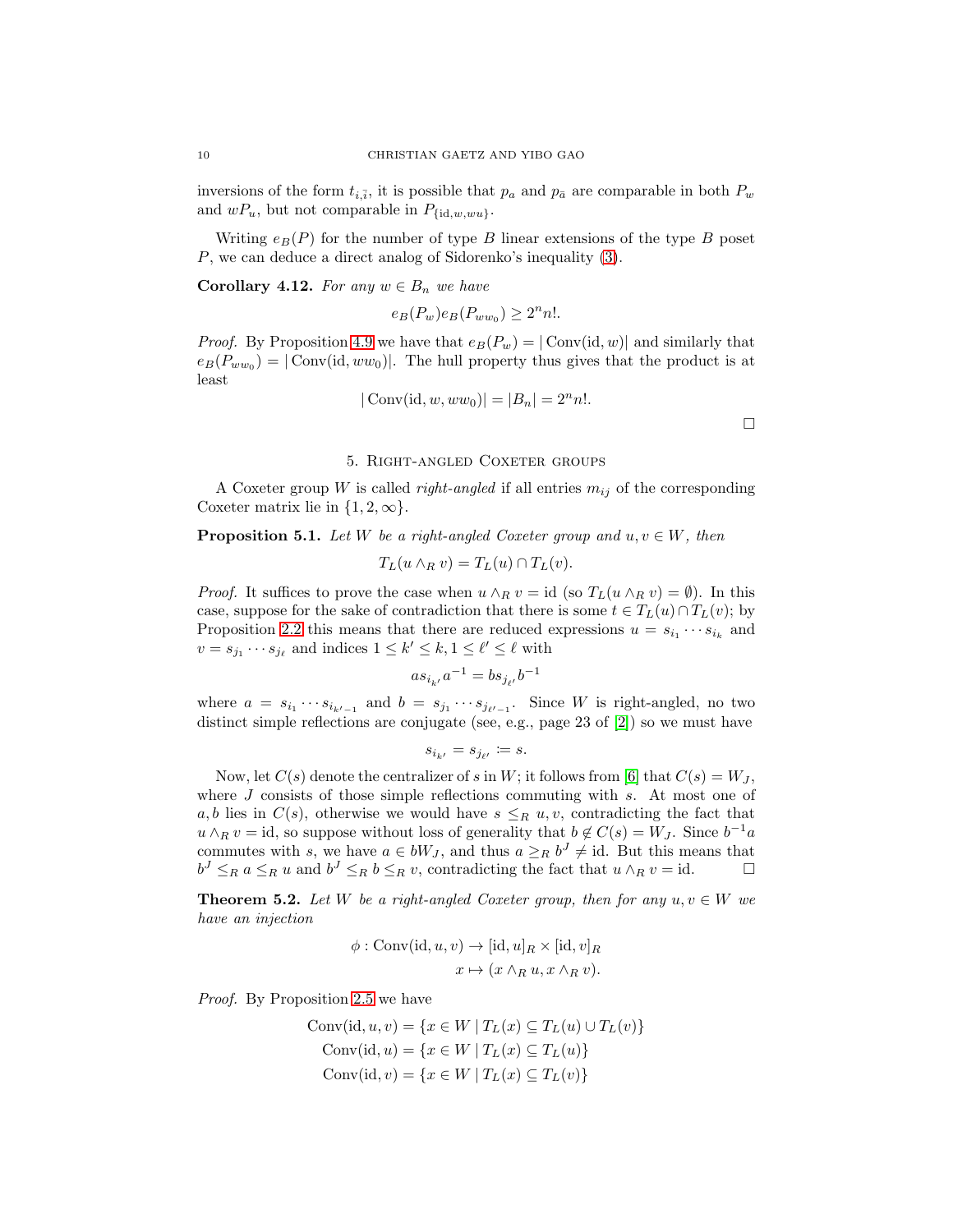inversions of the form $t_{i,\bar{i}}$, it is possible that $p_a$ and $p_{\bar{a}}$ are comparable in both $P_w$ and $wP_u$, but not comparable in $P_{\{\mathrm{id},w,wu\}}$.

Writing $e_B(P)$ for the number of type $B$ linear extensions of the type $B$ poset $P$, we can deduce a direct analog of Sidorenko's inequality (3).

**Corollary 4.12.** *For any $w \in B_n$ we have*

$$e_B(P_w)e_B(P_{ww_0}) \geq 2^n n!.$$

*Proof.* By Proposition 4.9 we have that $e_B(P_w) = |\operatorname{Conv}(\mathrm{id}, w)|$ and similarly that $e_B(P_{ww_0}) = |\operatorname{Conv}(\mathrm{id}, ww_0)|$. The hull property thus gives that the product is at least

$$|\operatorname{Conv}(\mathrm{id}, w, ww_0)| = |B_n| = 2^n n!.$$

□

## 5. Right-angled Coxeter groups

A Coxeter group $W$ is called *right-angled* if all entries $m_{ij}$ of the corresponding Coxeter matrix lie in $\{1, 2, \infty\}$.

**Proposition 5.1.** *Let $W$ be a right-angled Coxeter group and $u, v \in W$, then*

$$T_L(u \wedge_R v) = T_L(u) \cap T_L(v).$$

*Proof.* It suffices to prove the case when $u \wedge_R v = \mathrm{id}$ (so $T_L(u \wedge_R v) = \emptyset$). In this case, suppose for the sake of contradiction that there is some $t \in T_L(u) \cap T_L(v)$; by Proposition 2.2 this means that there are reduced expressions $u = s_{i_1} \cdots s_{i_k}$ and $v = s_{j_1} \cdots s_{j_\ell}$ and indices $1 \leq k' \leq k, 1 \leq \ell' \leq \ell$ with

$$as_{i_{k'}}a^{-1} = bs_{j_{\ell'}}b^{-1}$$

where $a = s_{i_1} \cdots s_{i_{k'-1}}$ and $b = s_{j_1} \cdots s_{j_{\ell'-1}}$. Since $W$ is right-angled, no two distinct simple reflections are conjugate (see, e.g., page 23 of [2]) so we must have

$$s_{i_{k'}} = s_{j_{\ell'}} := s.$$

Now, let $C(s)$ denote the centralizer of $s$ in $W$; it follows from [6] that $C(s) = W_J$, where $J$ consists of those simple reflections commuting with $s$. At most one of $a, b$ lies in $C(s)$, otherwise we would have $s \leq_R u, v$, contradicting the fact that $u \wedge_R v = \mathrm{id}$, so suppose without loss of generality that $b \notin C(s) = W_J$. Since $b^{-1}a$ commutes with $s$, we have $a \in bW_J$, and thus $a \geq_R b^J \neq \mathrm{id}$. But this means that $b^J \leq_R a \leq_R u$ and $b^J \leq_R b \leq_R v$, contradicting the fact that $u \wedge_R v = \mathrm{id}$. □

**Theorem 5.2.** *Let $W$ be a right-angled Coxeter group, then for any $u, v \in W$ we have an injection*

$$\begin{aligned} \phi : \operatorname{Conv}(\mathrm{id}, u, v) &\to [\mathrm{id}, u]_R \times [\mathrm{id}, v]_R \\ x &\mapsto (x \wedge_R u, x \wedge_R v). \end{aligned}$$

*Proof.* By Proposition 2.5 we have

$$\begin{aligned} \operatorname{Conv}(\mathrm{id}, u, v) &= \{x \in W \mid T_L(x) \subseteq T_L(u) \cup T_L(v)\} \\ \operatorname{Conv}(\mathrm{id}, u) &= \{x \in W \mid T_L(x) \subseteq T_L(u)\} \\ \operatorname{Conv}(\mathrm{id}, v) &= \{x \in W \mid T_L(x) \subseteq T_L(v)\} \end{aligned}$$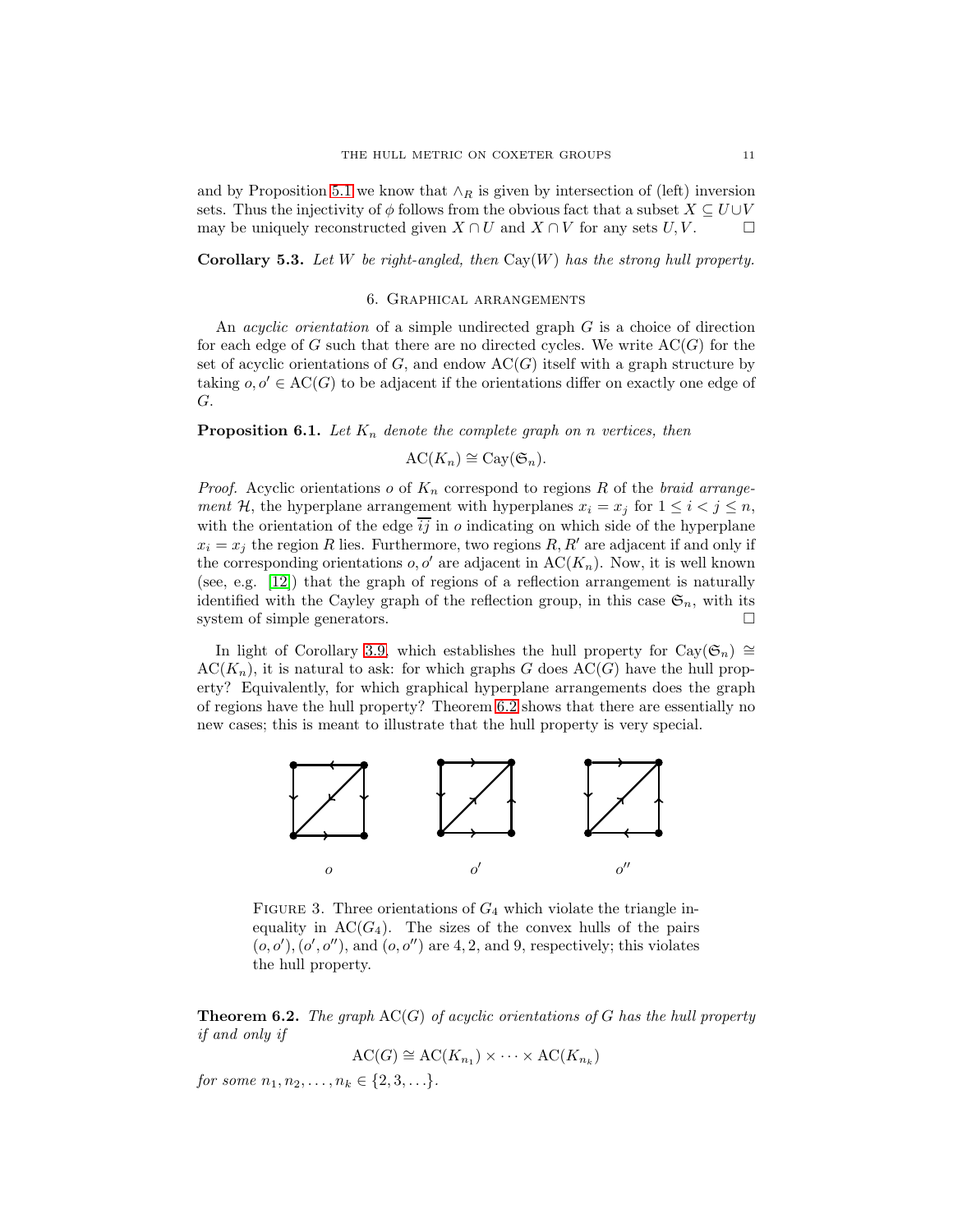and by Proposition 5.1 we know that $\wedge_R$ is given by intersection of (left) inversion sets. Thus the injectivity of $\phi$ follows from the obvious fact that a subset $X \subseteq U \cup V$ may be uniquely reconstructed given $X \cap U$ and $X \cap V$ for any sets $U, V$. $\square$

**Corollary 5.3.** *Let $W$ be right-angled, then $\mathrm{Cay}(W)$ has the strong hull property.*

## 6. Graphical arrangements

An *acyclic orientation* of a simple undirected graph $G$ is a choice of direction for each edge of $G$ such that there are no directed cycles. We write $\mathrm{AC}(G)$ for the set of acyclic orientations of $G$, and endow $\mathrm{AC}(G)$ itself with a graph structure by taking $o, o' \in \mathrm{AC}(G)$ to be adjacent if the orientations differ on exactly one edge of $G$.

**Proposition 6.1.** *Let $K_n$ denote the complete graph on $n$ vertices, then*

$$\mathrm{AC}(K_n) \cong \mathrm{Cay}(\mathfrak{S}_n).$$

*Proof.* Acyclic orientations $o$ of $K_n$ correspond to regions $R$ of the *braid arrangement* $\mathcal{H}$, the hyperplane arrangement with hyperplanes $x_i = x_j$ for $1 \leq i < j \leq n$, with the orientation of the edge $\overline{ij}$ in $o$ indicating on which side of the hyperplane $x_i = x_j$ the region $R$ lies. Furthermore, two regions $R, R'$ are adjacent if and only if the corresponding orientations $o, o'$ are adjacent in $\mathrm{AC}(K_n)$. Now, it is well known (see, e.g. [12]) that the graph of regions of a reflection arrangement is naturally identified with the Cayley graph of the reflection group, in this case $\mathfrak{S}_n$, with its system of simple generators. $\square$

In light of Corollary 3.9, which establishes the hull property for $\mathrm{Cay}(\mathfrak{S}_n) \cong \mathrm{AC}(K_n)$, it is natural to ask: for which graphs $G$ does $\mathrm{AC}(G)$ have the hull property? Equivalently, for which graphical hyperplane arrangements does the graph of regions have the hull property? Theorem 6.2 shows that there are essentially no new cases; this is meant to illustrate that the hull property is very special.

$o$ $\qquad$ $o'$ $\qquad$ $o''$

Figure 3. Three orientations of $G_4$ which violate the triangle inequality in $\mathrm{AC}(G_4)$. The sizes of the convex hulls of the pairs $(o, o'), (o', o'')$, and $(o, o'')$ are 4, 2, and 9, respectively; this violates the hull property.

**Theorem 6.2.** *The graph $\mathrm{AC}(G)$ of acyclic orientations of $G$ has the hull property if and only if*

$$\mathrm{AC}(G) \cong \mathrm{AC}(K_{n_1}) \times \cdots \times \mathrm{AC}(K_{n_k})$$

*for some $n_1, n_2, \ldots, n_k \in \{2, 3, \ldots\}$.*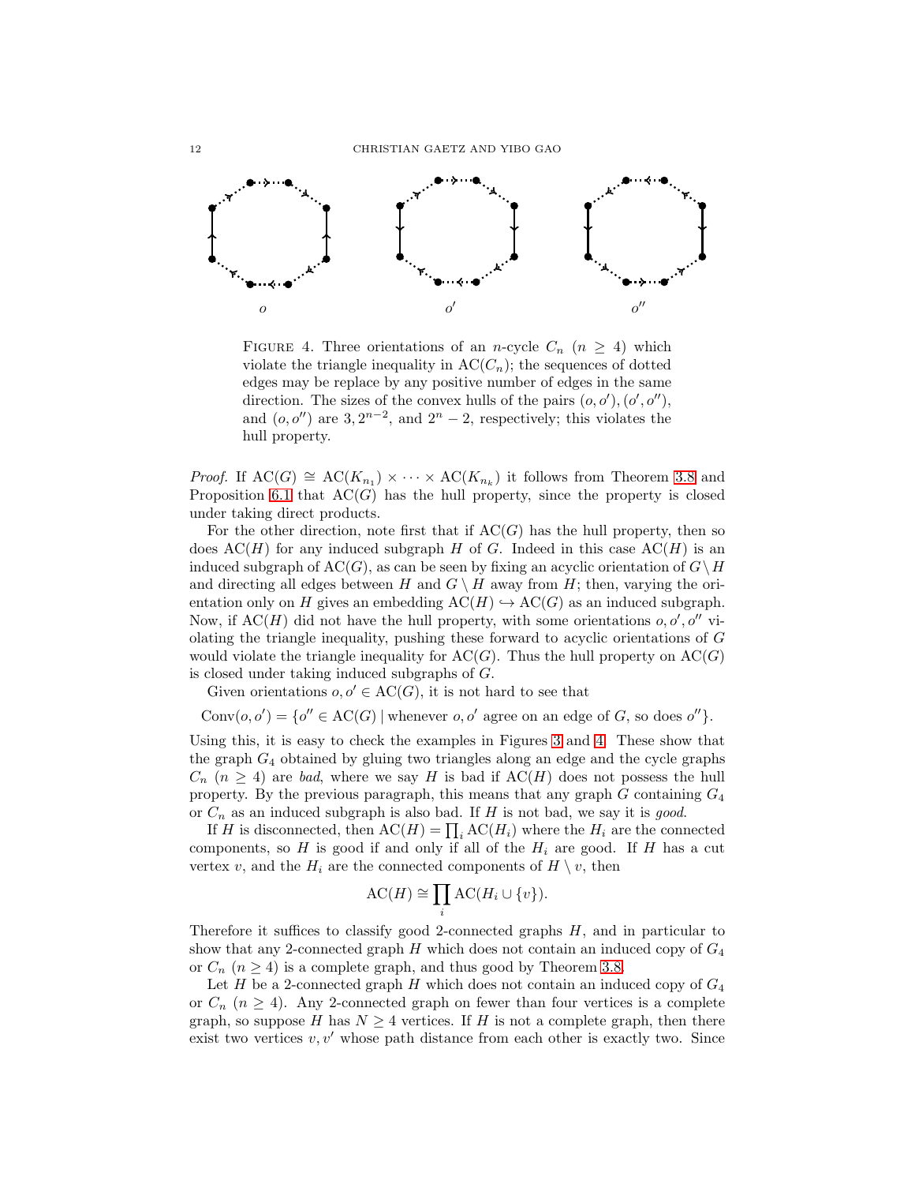FIGURE 4. Three orientations of an $n$-cycle $C_n$ ($n \geq 4$) which violate the triangle inequality in $\mathrm{AC}(C_n)$; the sequences of dotted edges may be replace by any positive number of edges in the same direction. The sizes of the convex hulls of the pairs $(o, o'), (o', o'')$, and $(o, o'')$ are $3, 2^{n-2}$, and $2^n - 2$, respectively; this violates the hull property.

*Proof.* If $\mathrm{AC}(G) \cong \mathrm{AC}(K_{n_1}) \times \cdots \times \mathrm{AC}(K_{n_k})$ it follows from Theorem 3.8 and Proposition 6.1 that $\mathrm{AC}(G)$ has the hull property, since the property is closed under taking direct products.

For the other direction, note first that if $\mathrm{AC}(G)$ has the hull property, then so does $\mathrm{AC}(H)$ for any induced subgraph $H$ of $G$. Indeed in this case $\mathrm{AC}(H)$ is an induced subgraph of $\mathrm{AC}(G)$, as can be seen by fixing an acyclic orientation of $G \setminus H$ and directing all edges between $H$ and $G \setminus H$ away from $H$; then, varying the orientation only on $H$ gives an embedding $\mathrm{AC}(H) \hookrightarrow \mathrm{AC}(G)$ as an induced subgraph. Now, if $\mathrm{AC}(H)$ did not have the hull property, with some orientations $o, o', o''$ violating the triangle inequality, pushing these forward to acyclic orientations of $G$ would violate the triangle inequality for $\mathrm{AC}(G)$. Thus the hull property on $\mathrm{AC}(G)$ is closed under taking induced subgraphs of $G$.

Given orientations $o, o' \in \mathrm{AC}(G)$, it is not hard to see that

$$\mathrm{Conv}(o, o') = \{o'' \in \mathrm{AC}(G) \mid \text{whenever } o, o' \text{ agree on an edge of } G, \text{ so does } o''\}.$$

Using this, it is easy to check the examples in Figures 3 and 4. These show that the graph $G_4$ obtained by gluing two triangles along an edge and the cycle graphs $C_n$ ($n \geq 4$) are *bad*, where we say $H$ is bad if $\mathrm{AC}(H)$ does not possess the hull property. By the previous paragraph, this means that any graph $G$ containing $G_4$ or $C_n$ as an induced subgraph is also bad. If $H$ is not bad, we say it is *good*.

If $H$ is disconnected, then $\mathrm{AC}(H) = \prod_i \mathrm{AC}(H_i)$ where the $H_i$ are the connected components, so $H$ is good if and only if all of the $H_i$ are good. If $H$ has a cut vertex $v$, and the $H_i$ are the connected components of $H \setminus v$, then

$$\mathrm{AC}(H) \cong \prod_i \mathrm{AC}(H_i \cup \{v\}).$$

Therefore it suffices to classify good 2-connected graphs $H$, and in particular to show that any 2-connected graph $H$ which does not contain an induced copy of $G_4$ or $C_n$ ($n \geq 4$) is a complete graph, and thus good by Theorem 3.8.

Let $H$ be a 2-connected graph $H$ which does not contain an induced copy of $G_4$ or $C_n$ ($n \geq 4$). Any 2-connected graph on fewer than four vertices is a complete graph, so suppose $H$ has $N \geq 4$ vertices. If $H$ is not a complete graph, then there exist two vertices $v, v'$ whose path distance from each other is exactly two. Since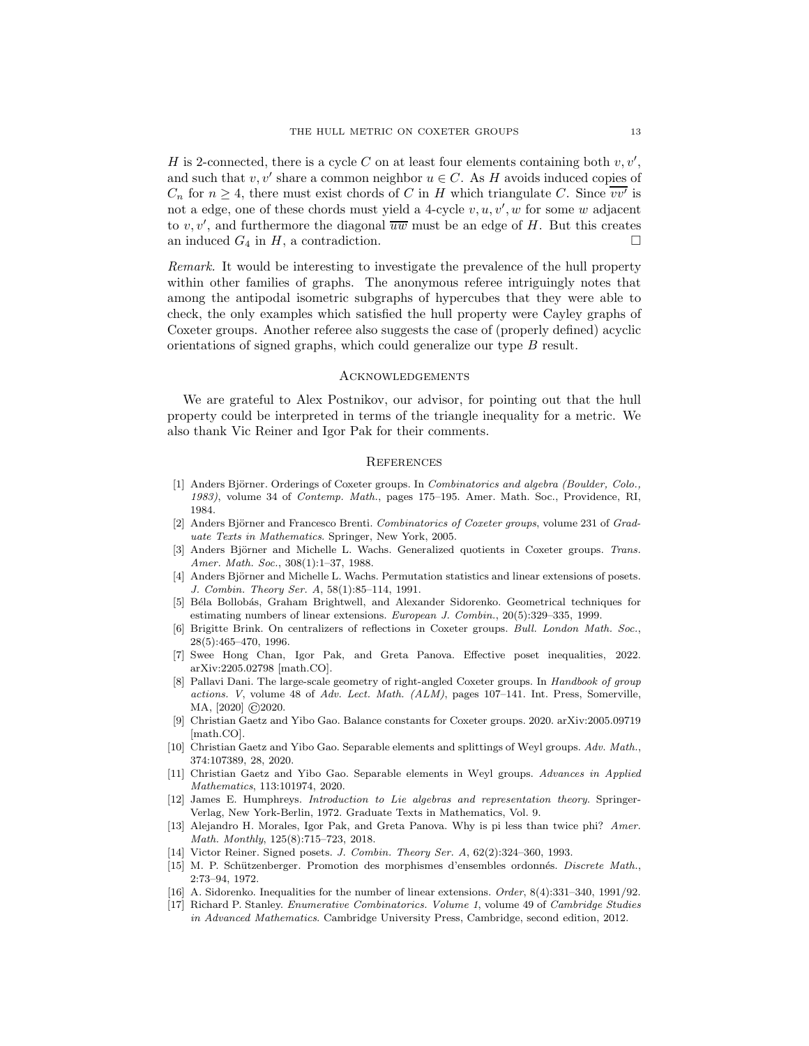$H$ is 2-connected, there is a cycle $C$ on at least four elements containing both $v, v'$, and such that $v, v'$ share a common neighbor $u \in C$. As $H$ avoids induced copies of $C_n$ for $n \geq 4$, there must exist chords of $C$ in $H$ which triangulate $C$. Since $\overline{vv'}$ is not a edge, one of these chords must yield a 4-cycle $v, u, v', w$ for some $w$ adjacent to $v, v'$, and furthermore the diagonal $\overline{uw}$ must be an edge of $H$. But this creates an induced $G_4$ in $H$, a contradiction. □

*Remark.* It would be interesting to investigate the prevalence of the hull property within other families of graphs. The anonymous referee intriguingly notes that among the antipodal isometric subgraphs of hypercubes that they were able to check, the only examples which satisfied the hull property were Cayley graphs of Coxeter groups. Another referee also suggests the case of (properly defined) acyclic orientations of signed graphs, which could generalize our type $B$ result.

## Acknowledgements

We are grateful to Alex Postnikov, our advisor, for pointing out that the hull property could be interpreted in terms of the triangle inequality for a metric. We also thank Vic Reiner and Igor Pak for their comments.

## References

[1] Anders Björner. Orderings of Coxeter groups. In *Combinatorics and algebra (Boulder, Colo., 1983)*, volume 34 of *Contemp. Math.*, pages 175–195. Amer. Math. Soc., Providence, RI, 1984.

[2] Anders Björner and Francesco Brenti. *Combinatorics of Coxeter groups*, volume 231 of *Graduate Texts in Mathematics*. Springer, New York, 2005.

[3] Anders Björner and Michelle L. Wachs. Generalized quotients in Coxeter groups. *Trans. Amer. Math. Soc.*, 308(1):1–37, 1988.

[4] Anders Björner and Michelle L. Wachs. Permutation statistics and linear extensions of posets. *J. Combin. Theory Ser. A*, 58(1):85–114, 1991.

[5] Béla Bollobás, Graham Brightwell, and Alexander Sidorenko. Geometrical techniques for estimating numbers of linear extensions. *European J. Combin.*, 20(5):329–335, 1999.

[6] Brigitte Brink. On centralizers of reflections in Coxeter groups. *Bull. London Math. Soc.*, 28(5):465–470, 1996.

[7] Swee Hong Chan, Igor Pak, and Greta Panova. Effective poset inequalities, 2022. arXiv:2205.02798 [math.CO].

[8] Pallavi Dani. The large-scale geometry of right-angled Coxeter groups. In *Handbook of group actions. V*, volume 48 of *Adv. Lect. Math. (ALM)*, pages 107–141. Int. Press, Somerville, MA, [2020] ©2020.

[9] Christian Gaetz and Yibo Gao. Balance constants for Coxeter groups. 2020. arXiv:2005.09719 [math.CO].

[10] Christian Gaetz and Yibo Gao. Separable elements and splittings of Weyl groups. *Adv. Math.*, 374:107389, 28, 2020.

[11] Christian Gaetz and Yibo Gao. Separable elements in Weyl groups. *Advances in Applied Mathematics*, 113:101974, 2020.

[12] James E. Humphreys. *Introduction to Lie algebras and representation theory.* Springer-Verlag, New York-Berlin, 1972. Graduate Texts in Mathematics, Vol. 9.

[13] Alejandro H. Morales, Igor Pak, and Greta Panova. Why is pi less than twice phi? *Amer. Math. Monthly*, 125(8):715–723, 2018.

[14] Victor Reiner. Signed posets. *J. Combin. Theory Ser. A*, 62(2):324–360, 1993.

[15] M. P. Schützenberger. Promotion des morphismes d'ensembles ordonnés. *Discrete Math.*, 2:73–94, 1972.

[16] A. Sidorenko. Inequalities for the number of linear extensions. *Order*, 8(4):331–340, 1991/92.

[17] Richard P. Stanley. *Enumerative Combinatorics. Volume 1*, volume 49 of *Cambridge Studies in Advanced Mathematics*. Cambridge University Press, Cambridge, second edition, 2012.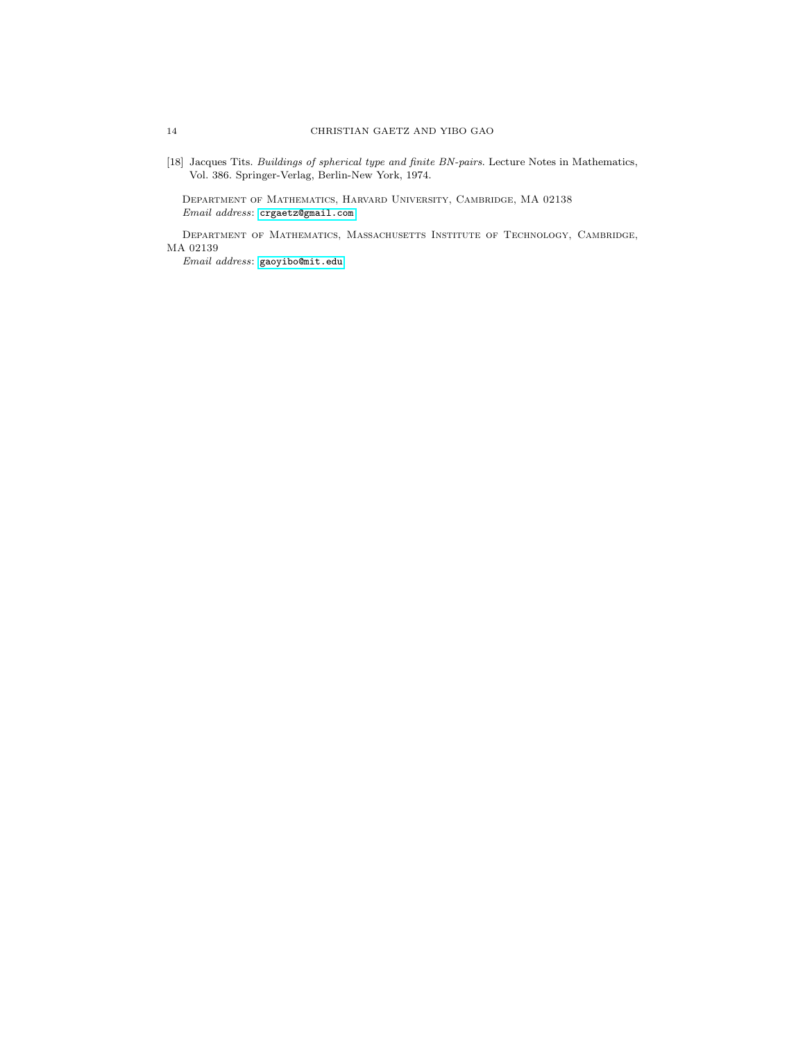[18] Jacques Tits. *Buildings of spherical type and finite BN-pairs*. Lecture Notes in Mathematics, Vol. 386. Springer-Verlag, Berlin-New York, 1974.

Department of Mathematics, Harvard University, Cambridge, MA 02138
*Email address*: crgaetz@gmail.com

Department of Mathematics, Massachusetts Institute of Technology, Cambridge, MA 02139
*Email address*: gaoyibo@mit.edu